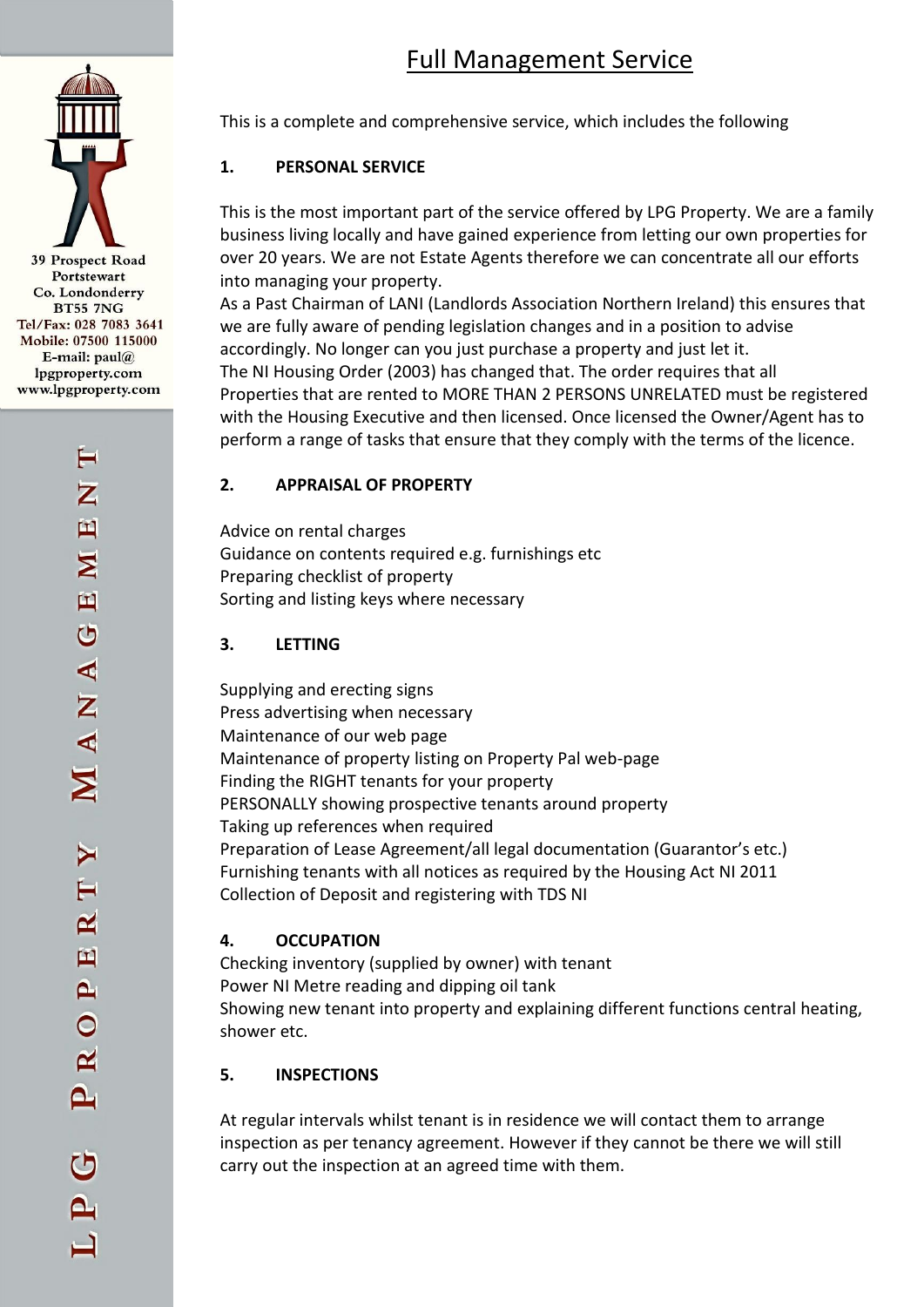39 Prospect Road
Portstewart
Co. Londonderry
BT55 7NG
Tel/Fax: 028 7083 3641
Mobile: 07500 115000
E-mail: paul@lpgproperty.com
www.lpgproperty.com

LPG PROPERTY MANAGEMENT

# Full Management Service

This is a complete and comprehensive service, which includes the following

## 1. PERSONAL SERVICE

This is the most important part of the service offered by LPG Property. We are a family business living locally and have gained experience from letting our own properties for over 20 years. We are not Estate Agents therefore we can concentrate all our efforts into managing your property.
As a Past Chairman of LANI (Landlords Association Northern Ireland) this ensures that we are fully aware of pending legislation changes and in a position to advise accordingly. No longer can you just purchase a property and just let it.
The NI Housing Order (2003) has changed that. The order requires that all Properties that are rented to MORE THAN 2 PERSONS UNRELATED must be registered with the Housing Executive and then licensed. Once licensed the Owner/Agent has to perform a range of tasks that ensure that they comply with the terms of the licence.

## 2. APPRAISAL OF PROPERTY

Advice on rental charges
Guidance on contents required e.g. furnishings etc
Preparing checklist of property
Sorting and listing keys where necessary

## 3. LETTING

Supplying and erecting signs
Press advertising when necessary
Maintenance of our web page
Maintenance of property listing on Property Pal web-page
Finding the RIGHT tenants for your property
PERSONALLY showing prospective tenants around property
Taking up references when required
Preparation of Lease Agreement/all legal documentation (Guarantor's etc.)
Furnishing tenants with all notices as required by the Housing Act NI 2011
Collection of Deposit and registering with TDS NI

## 4. OCCUPATION

Checking inventory (supplied by owner) with tenant
Power NI Metre reading and dipping oil tank
Showing new tenant into property and explaining different functions central heating, shower etc.

## 5. INSPECTIONS

At regular intervals whilst tenant is in residence we will contact them to arrange inspection as per tenancy agreement. However if they cannot be there we will still carry out the inspection at an agreed time with them.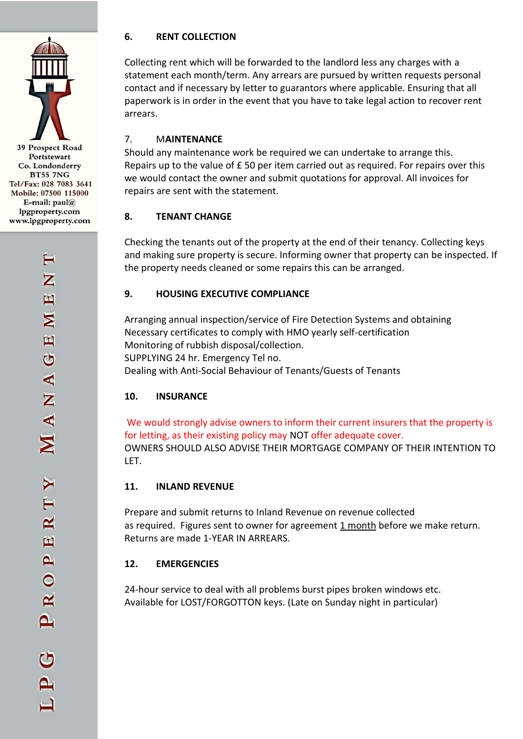39 Prospect Road
Portstewart
Co. Londonderry
BT55 7NG
Tel/Fax: 028 7083 3641
Mobile: 07500 115000
E-mail: paul@lpgproperty.com
www.lpgproperty.com

LPG PROPERTY MANAGEMENT

## 6. RENT COLLECTION

Collecting rent which will be forwarded to the landlord less any charges with a statement each month/term. Any arrears are pursued by written requests personal contact and if necessary by letter to guarantors where applicable. Ensuring that all paperwork is in order in the event that you have to take legal action to recover rent arrears.

## 7. MAINTENANCE

Should any maintenance work be required we can undertake to arrange this. Repairs up to the value of £ 50 per item carried out as required. For repairs over this we would contact the owner and submit quotations for approval. All invoices for repairs are sent with the statement.

## 8. TENANT CHANGE

Checking the tenants out of the property at the end of their tenancy. Collecting keys and making sure property is secure. Informing owner that property can be inspected. If the property needs cleaned or some repairs this can be arranged.

## 9. HOUSING EXECUTIVE COMPLIANCE

Arranging annual inspection/service of Fire Detection Systems and obtaining Necessary certificates to comply with HMO yearly self-certification
Monitoring of rubbish disposal/collection.
SUPPLYING 24 hr. Emergency Tel no.
Dealing with Anti-Social Behaviour of Tenants/Guests of Tenants

## 10. INSURANCE

We would strongly advise owners to inform their current insurers that the property is for letting, as their existing policy may NOT offer adequate cover.
OWNERS SHOULD ALSO ADVISE THEIR MORTGAGE COMPANY OF THEIR INTENTION TO LET.

## 11. INLAND REVENUE

Prepare and submit returns to Inland Revenue on revenue collected as required. Figures sent to owner for agreement 1 month before we make return. Returns are made 1-YEAR IN ARREARS.

## 12. EMERGENCIES

24-hour service to deal with all problems burst pipes broken windows etc.
Available for LOST/FORGOTTON keys. (Late on Sunday night in particular)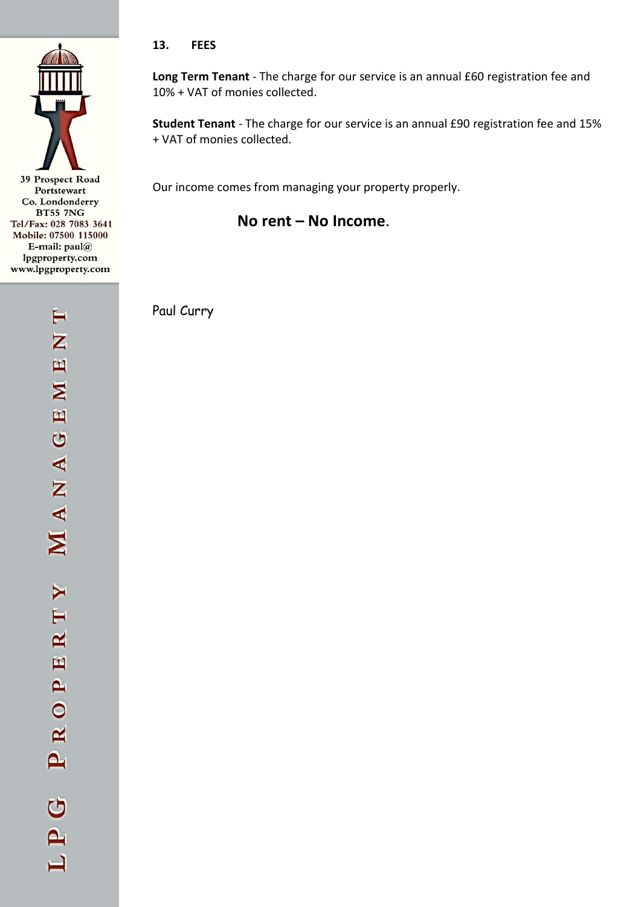## 13. FEES

**Long Term Tenant** - The charge for our service is an annual £60 registration fee and 10% + VAT of monies collected.

**Student Tenant** - The charge for our service is an annual £90 registration fee and 15% + VAT of monies collected.

Our income comes from managing your property properly.

**No rent – No Income**.

Paul Curry

39 Prospect Road
Portstewart
Co. Londonderry
BT55 7NG
Tel/Fax: 028 7083 3641
Mobile: 07500 115000
E-mail: paul@lpgproperty.com
www.lpgproperty.com

LPG PROPERTY MANAGEMENT